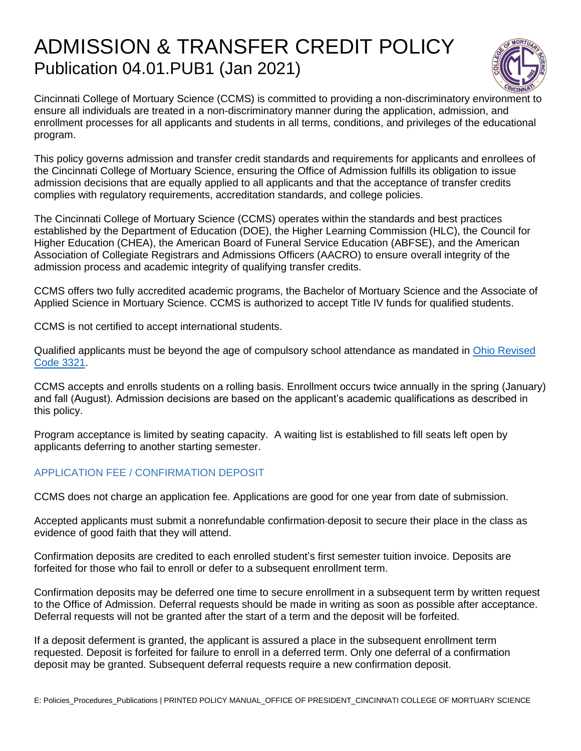# ADMISSION & TRANSFER CREDIT POLICY

## Publication 04.01.PUB1 (Jan 2021)

Cincinnati College of Mortuary Science (CCMS) is committed to providing a non-discriminatory environment to ensure all individuals are treated in a non-discriminatory manner during the application, admission, and enrollment processes for all applicants and students in all terms, conditions, and privileges of the educational program.

This policy governs admission and transfer credit standards and requirements for applicants and enrollees of the Cincinnati College of Mortuary Science, ensuring the Office of Admission fulfills its obligation to issue admission decisions that are equally applied to all applicants and that the acceptance of transfer credits complies with regulatory requirements, accreditation standards, and college policies.

The Cincinnati College of Mortuary Science (CCMS) operates within the standards and best practices established by the Department of Education (DOE), the Higher Learning Commission (HLC), the Council for Higher Education (CHEA), the American Board of Funeral Service Education (ABFSE), and the American Association of Collegiate Registrars and Admissions Officers (AACRO) to ensure overall integrity of the admission process and academic integrity of qualifying transfer credits.

CCMS offers two fully accredited academic programs, the Bachelor of Mortuary Science and the Associate of Applied Science in Mortuary Science. CCMS is authorized to accept Title IV funds for qualified students.

CCMS is not certified to accept international students.

Qualified applicants must be beyond the age of compulsory school attendance as mandated in Ohio Revised Code 3321.

CCMS accepts and enrolls students on a rolling basis. Enrollment occurs twice annually in the spring (January) and fall (August). Admission decisions are based on the applicant's academic qualifications as described in this policy.

Program acceptance is limited by seating capacity. A waiting list is established to fill seats left open by applicants deferring to another starting semester.

### APPLICATION FEE / CONFIRMATION DEPOSIT

CCMS does not charge an application fee. Applications are good for one year from date of submission.

Accepted applicants must submit a nonrefundable confirmation-deposit to secure their place in the class as evidence of good faith that they will attend.

Confirmation deposits are credited to each enrolled student's first semester tuition invoice. Deposits are forfeited for those who fail to enroll or defer to a subsequent enrollment term.

Confirmation deposits may be deferred one time to secure enrollment in a subsequent term by written request to the Office of Admission. Deferral requests should be made in writing as soon as possible after acceptance. Deferral requests will not be granted after the start of a term and the deposit will be forfeited.

If a deposit deferment is granted, the applicant is assured a place in the subsequent enrollment term requested. Deposit is forfeited for failure to enroll in a deferred term. Only one deferral of a confirmation deposit may be granted. Subsequent deferral requests require a new confirmation deposit.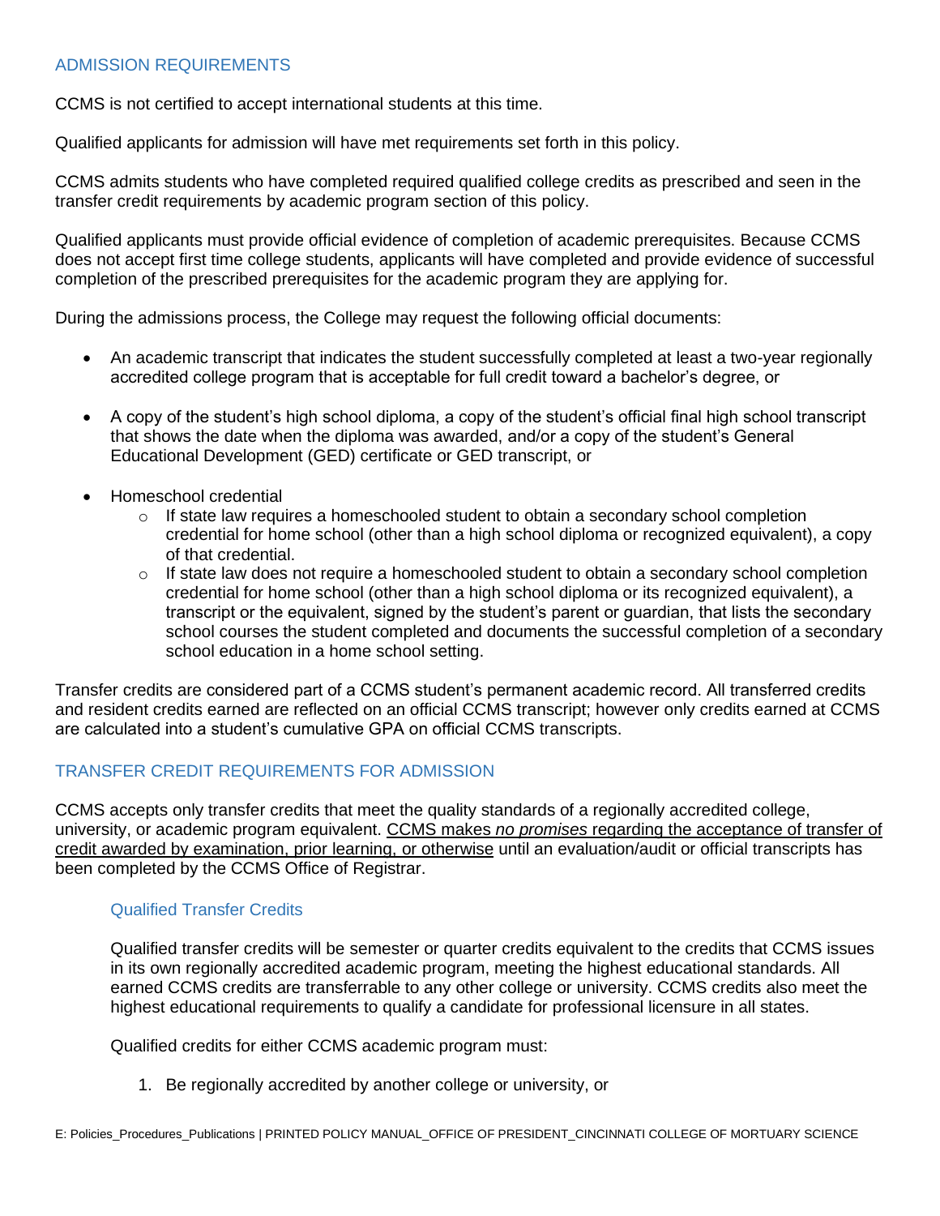## ADMISSION REQUIREMENTS

CCMS is not certified to accept international students at this time.

Qualified applicants for admission will have met requirements set forth in this policy.

CCMS admits students who have completed required qualified college credits as prescribed and seen in the transfer credit requirements by academic program section of this policy.

Qualified applicants must provide official evidence of completion of academic prerequisites. Because CCMS does not accept first time college students, applicants will have completed and provide evidence of successful completion of the prescribed prerequisites for the academic program they are applying for.

During the admissions process, the College may request the following official documents:

- An academic transcript that indicates the student successfully completed at least a two-year regionally accredited college program that is acceptable for full credit toward a bachelor's degree, or
- A copy of the student's high school diploma, a copy of the student's official final high school transcript that shows the date when the diploma was awarded, and/or a copy of the student's General Educational Development (GED) certificate or GED transcript, or
- Homeschool credential
  - If state law requires a homeschooled student to obtain a secondary school completion credential for home school (other than a high school diploma or recognized equivalent), a copy of that credential.
  - If state law does not require a homeschooled student to obtain a secondary school completion credential for home school (other than a high school diploma or its recognized equivalent), a transcript or the equivalent, signed by the student's parent or guardian, that lists the secondary school courses the student completed and documents the successful completion of a secondary school education in a home school setting.

Transfer credits are considered part of a CCMS student's permanent academic record. All transferred credits and resident credits earned are reflected on an official CCMS transcript; however only credits earned at CCMS are calculated into a student's cumulative GPA on official CCMS transcripts.

## TRANSFER CREDIT REQUIREMENTS FOR ADMISSION

CCMS accepts only transfer credits that meet the quality standards of a regionally accredited college, university, or academic program equivalent. <u>CCMS makes *no promises* regarding the acceptance of transfer of credit awarded by examination, prior learning, or otherwise</u> until an evaluation/audit or official transcripts has been completed by the CCMS Office of Registrar.

### Qualified Transfer Credits

Qualified transfer credits will be semester or quarter credits equivalent to the credits that CCMS issues in its own regionally accredited academic program, meeting the highest educational standards. All earned CCMS credits are transferrable to any other college or university. CCMS credits also meet the highest educational requirements to qualify a candidate for professional licensure in all states.

Qualified credits for either CCMS academic program must:

1. Be regionally accredited by another college or university, or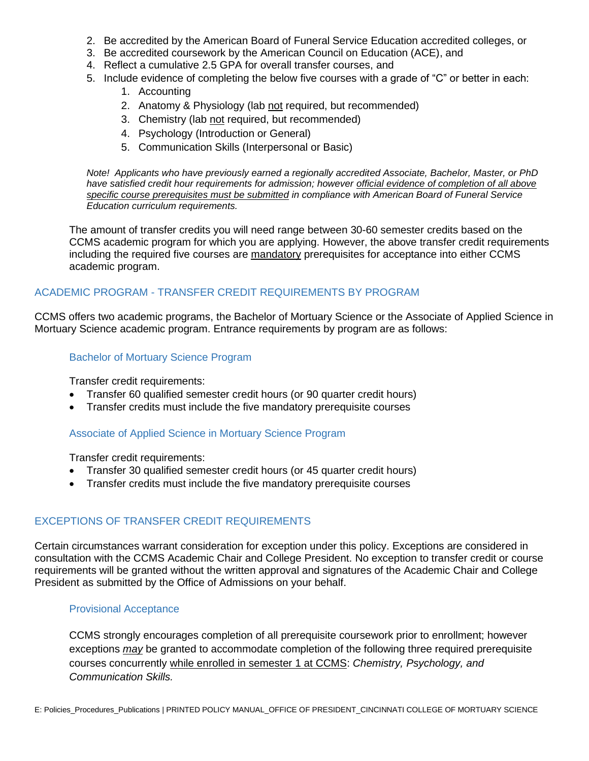2. Be accredited by the American Board of Funeral Service Education accredited colleges, or
3. Be accredited coursework by the American Council on Education (ACE), and
4. Reflect a cumulative 2.5 GPA for overall transfer courses, and
5. Include evidence of completing the below five courses with a grade of "C" or better in each:
    1. Accounting
    2. Anatomy & Physiology (lab not required, but recommended)
    3. Chemistry (lab not required, but recommended)
    4. Psychology (Introduction or General)
    5. Communication Skills (Interpersonal or Basic)

*Note! Applicants who have previously earned a regionally accredited Associate, Bachelor, Master, or PhD have satisfied credit hour requirements for admission; however official evidence of completion of all above specific course prerequisites must be submitted in compliance with American Board of Funeral Service Education curriculum requirements.*

The amount of transfer credits you will need range between 30-60 semester credits based on the CCMS academic program for which you are applying. However, the above transfer credit requirements including the required five courses are mandatory prerequisites for acceptance into either CCMS academic program.

## ACADEMIC PROGRAM - TRANSFER CREDIT REQUIREMENTS BY PROGRAM

CCMS offers two academic programs, the Bachelor of Mortuary Science or the Associate of Applied Science in Mortuary Science academic program. Entrance requirements by program are as follows:

### Bachelor of Mortuary Science Program

Transfer credit requirements:

- Transfer 60 qualified semester credit hours (or 90 quarter credit hours)
- Transfer credits must include the five mandatory prerequisite courses

### Associate of Applied Science in Mortuary Science Program

Transfer credit requirements:

- Transfer 30 qualified semester credit hours (or 45 quarter credit hours)
- Transfer credits must include the five mandatory prerequisite courses

## EXCEPTIONS OF TRANSFER CREDIT REQUIREMENTS

Certain circumstances warrant consideration for exception under this policy. Exceptions are considered in consultation with the CCMS Academic Chair and College President. No exception to transfer credit or course requirements will be granted without the written approval and signatures of the Academic Chair and College President as submitted by the Office of Admissions on your behalf.

### Provisional Acceptance

CCMS strongly encourages completion of all prerequisite coursework prior to enrollment; however exceptions *may* be granted to accommodate completion of the following three required prerequisite courses concurrently while enrolled in semester 1 at CCMS: *Chemistry, Psychology, and Communication Skills.*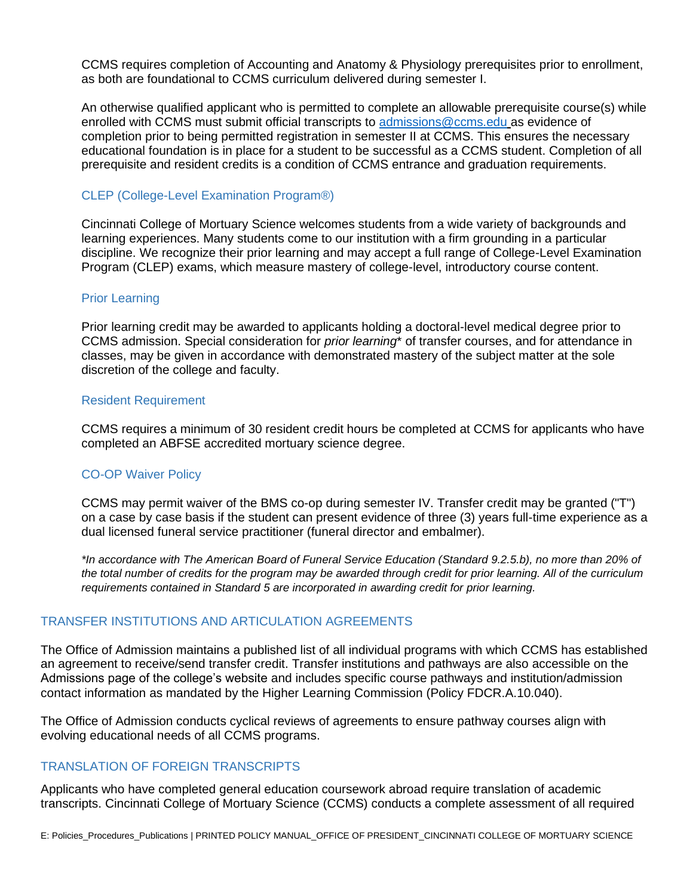CCMS requires completion of Accounting and Anatomy & Physiology prerequisites prior to enrollment, as both are foundational to CCMS curriculum delivered during semester I.

An otherwise qualified applicant who is permitted to complete an allowable prerequisite course(s) while enrolled with CCMS must submit official transcripts to admissions@ccms.edu as evidence of completion prior to being permitted registration in semester II at CCMS. This ensures the necessary educational foundation is in place for a student to be successful as a CCMS student. Completion of all prerequisite and resident credits is a condition of CCMS entrance and graduation requirements.

### CLEP (College-Level Examination Program®)

Cincinnati College of Mortuary Science welcomes students from a wide variety of backgrounds and learning experiences. Many students come to our institution with a firm grounding in a particular discipline. We recognize their prior learning and may accept a full range of College-Level Examination Program (CLEP) exams, which measure mastery of college-level, introductory course content.

### Prior Learning

Prior learning credit may be awarded to applicants holding a doctoral-level medical degree prior to CCMS admission. Special consideration for *prior learning** of transfer courses, and for attendance in classes, may be given in accordance with demonstrated mastery of the subject matter at the sole discretion of the college and faculty.

### Resident Requirement

CCMS requires a minimum of 30 resident credit hours be completed at CCMS for applicants who have completed an ABFSE accredited mortuary science degree.

### CO-OP Waiver Policy

CCMS may permit waiver of the BMS co-op during semester IV. Transfer credit may be granted ("T") on a case by case basis if the student can present evidence of three (3) years full-time experience as a dual licensed funeral service practitioner (funeral director and embalmer).

*\*In accordance with The American Board of Funeral Service Education (Standard 9.2.5.b), no more than 20% of the total number of credits for the program may be awarded through credit for prior learning. All of the curriculum requirements contained in Standard 5 are incorporated in awarding credit for prior learning.*

## TRANSFER INSTITUTIONS AND ARTICULATION AGREEMENTS

The Office of Admission maintains a published list of all individual programs with which CCMS has established an agreement to receive/send transfer credit. Transfer institutions and pathways are also accessible on the Admissions page of the college's website and includes specific course pathways and institution/admission contact information as mandated by the Higher Learning Commission (Policy FDCR.A.10.040).

The Office of Admission conducts cyclical reviews of agreements to ensure pathway courses align with evolving educational needs of all CCMS programs.

## TRANSLATION OF FOREIGN TRANSCRIPTS

Applicants who have completed general education coursework abroad require translation of academic transcripts. Cincinnati College of Mortuary Science (CCMS) conducts a complete assessment of all required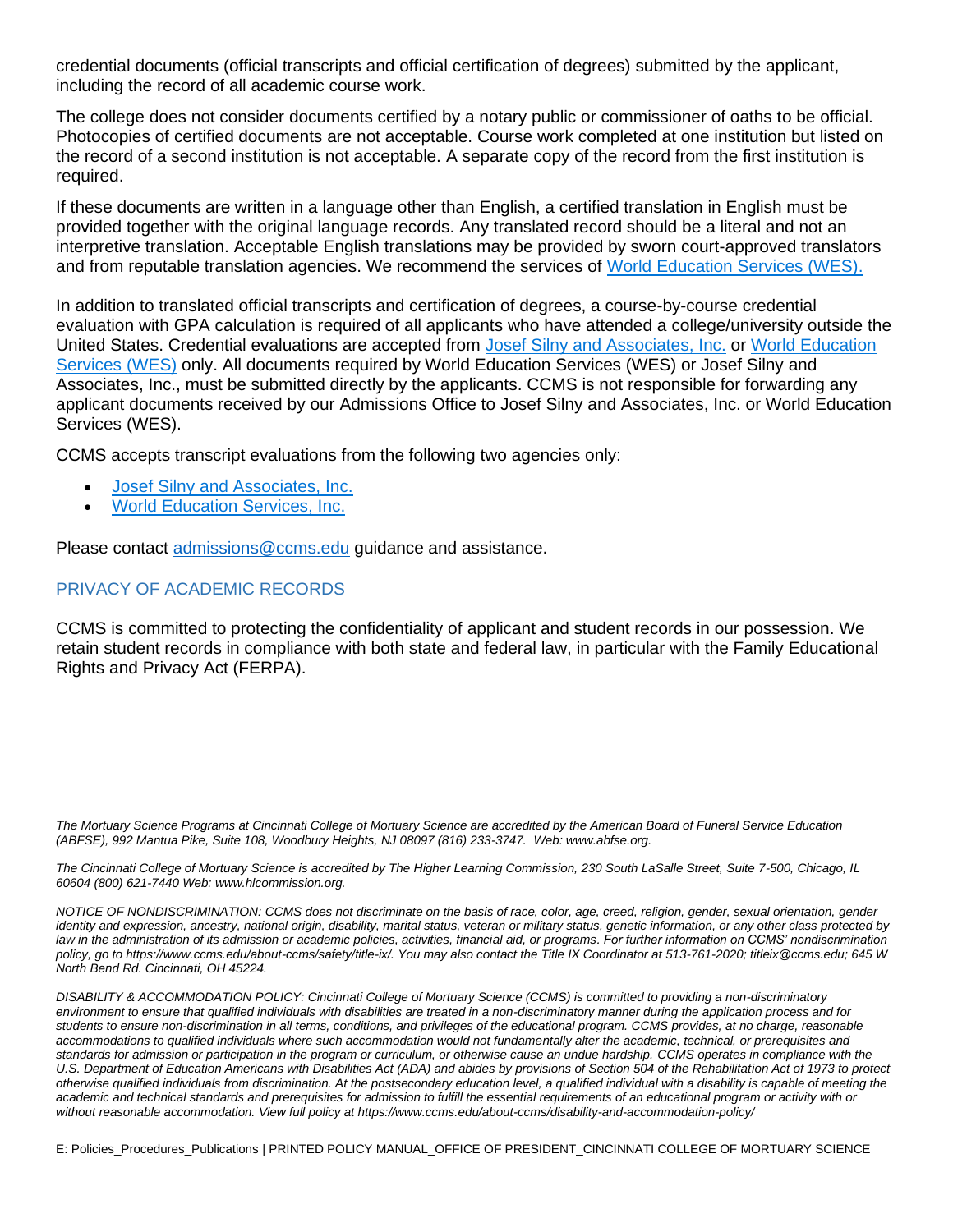credential documents (official transcripts and official certification of degrees) submitted by the applicant, including the record of all academic course work.

The college does not consider documents certified by a notary public or commissioner of oaths to be official. Photocopies of certified documents are not acceptable. Course work completed at one institution but listed on the record of a second institution is not acceptable. A separate copy of the record from the first institution is required.

If these documents are written in a language other than English, a certified translation in English must be provided together with the original language records. Any translated record should be a literal and not an interpretive translation. Acceptable English translations may be provided by sworn court-approved translators and from reputable translation agencies. We recommend the services of World Education Services (WES).

In addition to translated official transcripts and certification of degrees, a course-by-course credential evaluation with GPA calculation is required of all applicants who have attended a college/university outside the United States. Credential evaluations are accepted from Josef Silny and Associates, Inc. or World Education Services (WES) only. All documents required by World Education Services (WES) or Josef Silny and Associates, Inc., must be submitted directly by the applicants. CCMS is not responsible for forwarding any applicant documents received by our Admissions Office to Josef Silny and Associates, Inc. or World Education Services (WES).

CCMS accepts transcript evaluations from the following two agencies only:

- Josef Silny and Associates, Inc.
- World Education Services, Inc.

Please contact admissions@ccms.edu guidance and assistance.

## PRIVACY OF ACADEMIC RECORDS

CCMS is committed to protecting the confidentiality of applicant and student records in our possession. We retain student records in compliance with both state and federal law, in particular with the Family Educational Rights and Privacy Act (FERPA).

*The Mortuary Science Programs at Cincinnati College of Mortuary Science are accredited by the American Board of Funeral Service Education (ABFSE), 992 Mantua Pike, Suite 108, Woodbury Heights, NJ 08097 (816) 233-3747. Web: www.abfse.org.*

*The Cincinnati College of Mortuary Science is accredited by The Higher Learning Commission, 230 South LaSalle Street, Suite 7-500, Chicago, IL 60604 (800) 621-7440 Web: www.hlcommission.org.*

*NOTICE OF NONDISCRIMINATION: CCMS does not discriminate on the basis of race, color, age, creed, religion, gender, sexual orientation, gender identity and expression, ancestry, national origin, disability, marital status, veteran or military status, genetic information, or any other class protected by law in the administration of its admission or academic policies, activities, financial aid, or programs. For further information on CCMS' nondiscrimination policy, go to https://www.ccms.edu/about-ccms/safety/title-ix/. You may also contact the Title IX Coordinator at 513-761-2020; titleix@ccms.edu; 645 W North Bend Rd. Cincinnati, OH 45224.*

*DISABILITY & ACCOMMODATION POLICY: Cincinnati College of Mortuary Science (CCMS) is committed to providing a non-discriminatory environment to ensure that qualified individuals with disabilities are treated in a non-discriminatory manner during the application process and for students to ensure non-discrimination in all terms, conditions, and privileges of the educational program. CCMS provides, at no charge, reasonable accommodations to qualified individuals where such accommodation would not fundamentally alter the academic, technical, or prerequisites and standards for admission or participation in the program or curriculum, or otherwise cause an undue hardship. CCMS operates in compliance with the U.S. Department of Education Americans with Disabilities Act (ADA) and abides by provisions of Section 504 of the Rehabilitation Act of 1973 to protect otherwise qualified individuals from discrimination. At the postsecondary education level, a qualified individual with a disability is capable of meeting the academic and technical standards and prerequisites for admission to fulfill the essential requirements of an educational program or activity with or without reasonable accommodation. View full policy at https://www.ccms.edu/about-ccms/disability-and-accommodation-policy/*